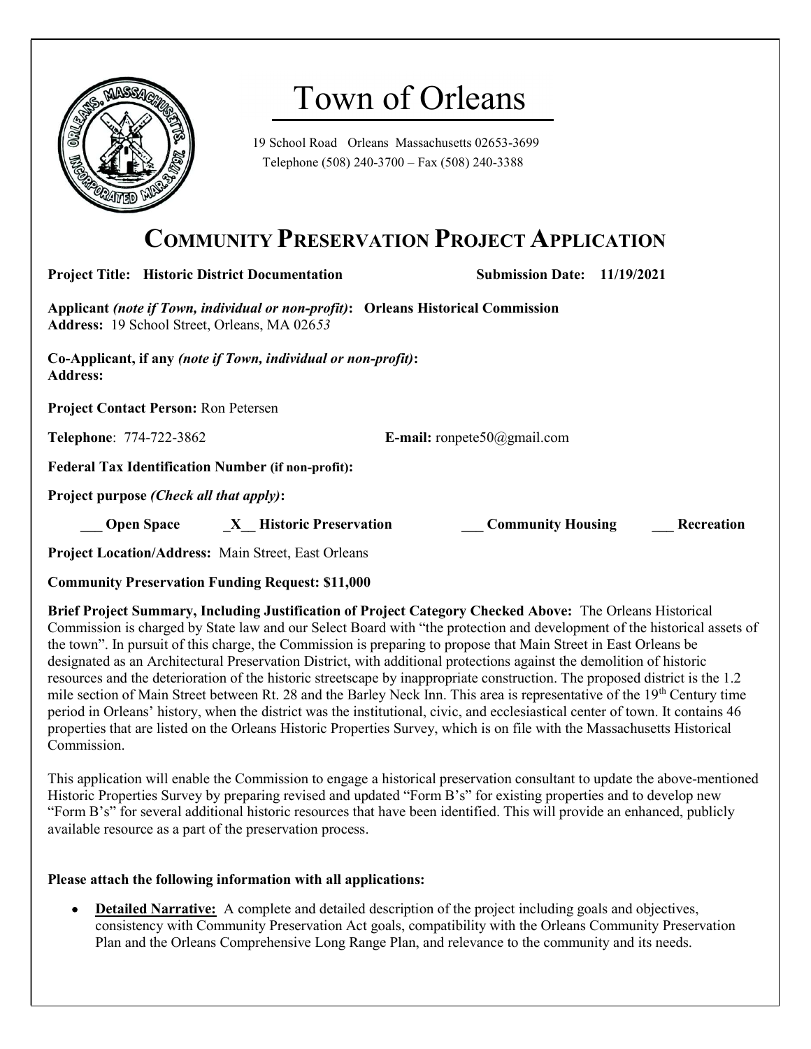# Town of Orleans

19 School Road Orleans Massachusetts 02653-3699
Telephone (508) 240-3700 – Fax (508) 240-3388

## COMMUNITY PRESERVATION PROJECT APPLICATION

**Project Title: Historic District Documentation** **Submission Date: 11/19/2021**

**Applicant *(note if Town, individual or non-profit)*: Orleans Historical Commission**
**Address:** 19 School Street, Orleans, MA 026*53*

**Co-Applicant, if any *(note if Town, individual or non-profit)*:**
**Address:**

**Project Contact Person:** Ron Petersen

**Telephone**: 774-722-3862 **E-mail:** ronpete50@gmail.com

**Federal Tax Identification Number (if non-profit):**

**Project purpose *(Check all that apply)*:**

**___ Open Space** **_X__ Historic Preservation** **___ Community Housing** **___ Recreation**

**Project Location/Address:** Main Street, East Orleans

**Community Preservation Funding Request: $11,000**

**Brief Project Summary, Including Justification of Project Category Checked Above:** The Orleans Historical Commission is charged by State law and our Select Board with "the protection and development of the historical assets of the town". In pursuit of this charge, the Commission is preparing to propose that Main Street in East Orleans be designated as an Architectural Preservation District, with additional protections against the demolition of historic resources and the deterioration of the historic streetscape by inappropriate construction. The proposed district is the 1.2 mile section of Main Street between Rt. 28 and the Barley Neck Inn. This area is representative of the 19th Century time period in Orleans' history, when the district was the institutional, civic, and ecclesiastical center of town. It contains 46 properties that are listed on the Orleans Historic Properties Survey, which is on file with the Massachusetts Historical Commission.

This application will enable the Commission to engage a historical preservation consultant to update the above-mentioned Historic Properties Survey by preparing revised and updated "Form B's" for existing properties and to develop new "Form B's" for several additional historic resources that have been identified. This will provide an enhanced, publicly available resource as a part of the preservation process.

**Please attach the following information with all applications:**

- **Detailed Narrative:** A complete and detailed description of the project including goals and objectives, consistency with Community Preservation Act goals, compatibility with the Orleans Community Preservation Plan and the Orleans Comprehensive Long Range Plan, and relevance to the community and its needs.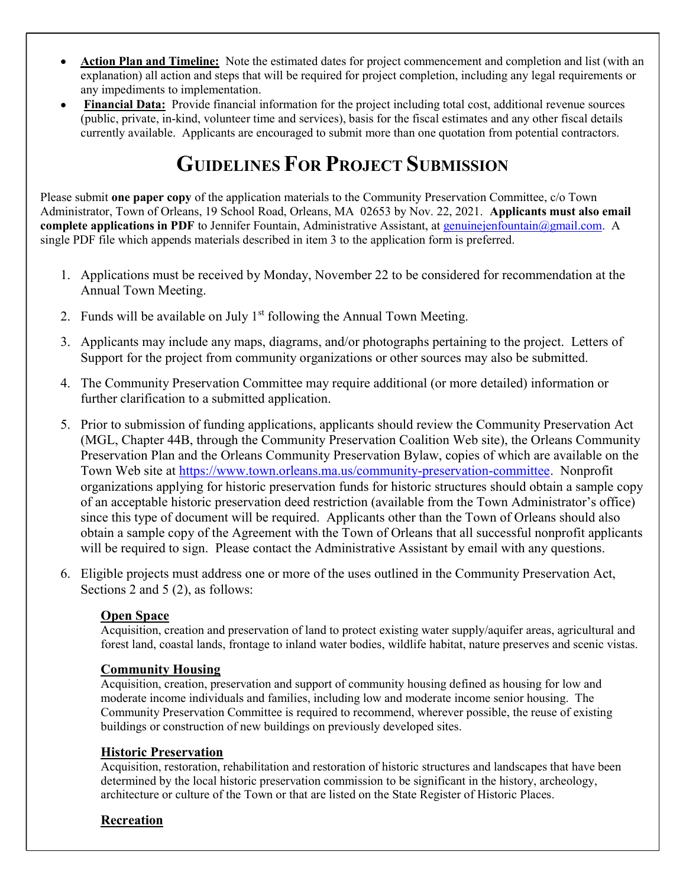- **Action Plan and Timeline:** Note the estimated dates for project commencement and completion and list (with an explanation) all action and steps that will be required for project completion, including any legal requirements or any impediments to implementation.
- **Financial Data:** Provide financial information for the project including total cost, additional revenue sources (public, private, in-kind, volunteer time and services), basis for the fiscal estimates and any other fiscal details currently available. Applicants are encouraged to submit more than one quotation from potential contractors.

# Guidelines For Project Submission

Please submit **one paper copy** of the application materials to the Community Preservation Committee, c/o Town Administrator, Town of Orleans, 19 School Road, Orleans, MA 02653 by Nov. 22, 2021. **Applicants must also email complete applications in PDF** to Jennifer Fountain, Administrative Assistant, at genuinejenfountain@gmail.com. A single PDF file which appends materials described in item 3 to the application form is preferred.

1. Applications must be received by Monday, November 22 to be considered for recommendation at the Annual Town Meeting.

2. Funds will be available on July 1st following the Annual Town Meeting.

3. Applicants may include any maps, diagrams, and/or photographs pertaining to the project. Letters of Support for the project from community organizations or other sources may also be submitted.

4. The Community Preservation Committee may require additional (or more detailed) information or further clarification to a submitted application.

5. Prior to submission of funding applications, applicants should review the Community Preservation Act (MGL, Chapter 44B, through the Community Preservation Coalition Web site), the Orleans Community Preservation Plan and the Orleans Community Preservation Bylaw, copies of which are available on the Town Web site at https://www.town.orleans.ma.us/community-preservation-committee. Nonprofit organizations applying for historic preservation funds for historic structures should obtain a sample copy of an acceptable historic preservation deed restriction (available from the Town Administrator's office) since this type of document will be required. Applicants other than the Town of Orleans should also obtain a sample copy of the Agreement with the Town of Orleans that all successful nonprofit applicants will be required to sign. Please contact the Administrative Assistant by email with any questions.

6. Eligible projects must address one or more of the uses outlined in the Community Preservation Act, Sections 2 and 5 (2), as follows:

   **Open Space**
   Acquisition, creation and preservation of land to protect existing water supply/aquifer areas, agricultural and forest land, coastal lands, frontage to inland water bodies, wildlife habitat, nature preserves and scenic vistas.

   **Community Housing**
   Acquisition, creation, preservation and support of community housing defined as housing for low and moderate income individuals and families, including low and moderate income senior housing. The Community Preservation Committee is required to recommend, wherever possible, the reuse of existing buildings or construction of new buildings on previously developed sites.

   **Historic Preservation**
   Acquisition, restoration, rehabilitation and restoration of historic structures and landscapes that have been determined by the local historic preservation commission to be significant in the history, archeology, architecture or culture of the Town or that are listed on the State Register of Historic Places.

   **Recreation**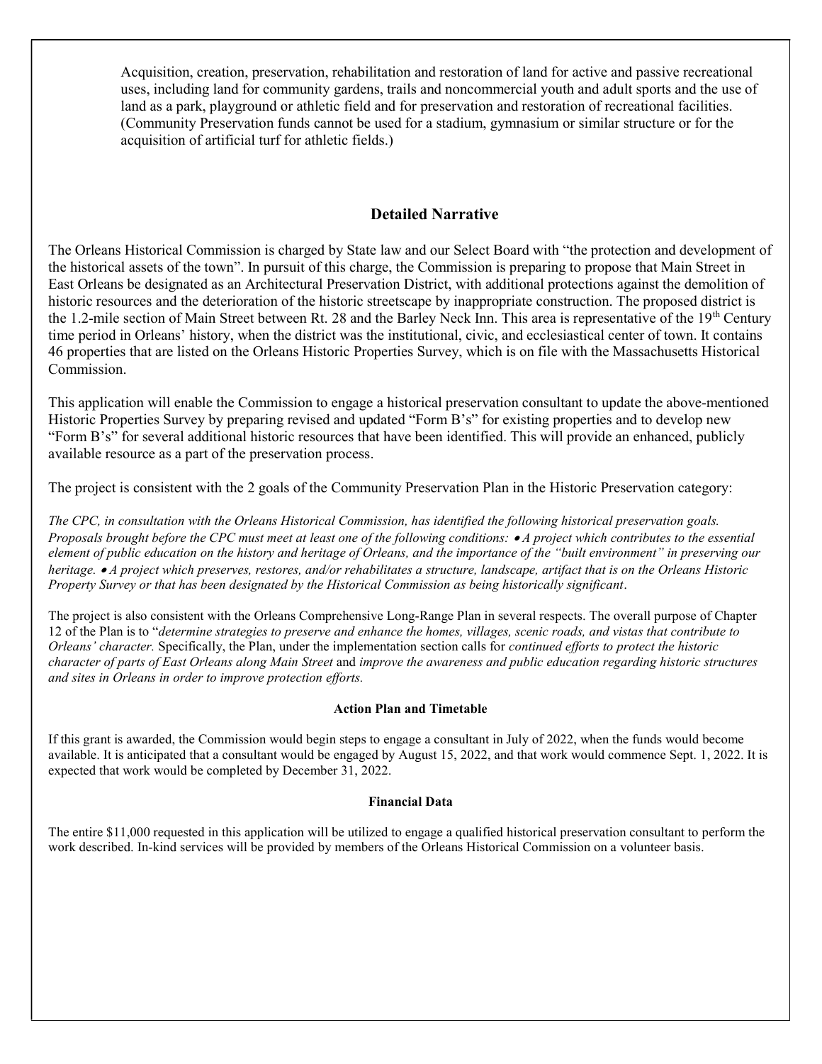Acquisition, creation, preservation, rehabilitation and restoration of land for active and passive recreational uses, including land for community gardens, trails and noncommercial youth and adult sports and the use of land as a park, playground or athletic field and for preservation and restoration of recreational facilities. (Community Preservation funds cannot be used for a stadium, gymnasium or similar structure or for the acquisition of artificial turf for athletic fields.)

## Detailed Narrative

The Orleans Historical Commission is charged by State law and our Select Board with "the protection and development of the historical assets of the town". In pursuit of this charge, the Commission is preparing to propose that Main Street in East Orleans be designated as an Architectural Preservation District, with additional protections against the demolition of historic resources and the deterioration of the historic streetscape by inappropriate construction. The proposed district is the 1.2-mile section of Main Street between Rt. 28 and the Barley Neck Inn. This area is representative of the 19th Century time period in Orleans' history, when the district was the institutional, civic, and ecclesiastical center of town. It contains 46 properties that are listed on the Orleans Historic Properties Survey, which is on file with the Massachusetts Historical Commission.

This application will enable the Commission to engage a historical preservation consultant to update the above-mentioned Historic Properties Survey by preparing revised and updated "Form B's" for existing properties and to develop new "Form B's" for several additional historic resources that have been identified. This will provide an enhanced, publicly available resource as a part of the preservation process.

The project is consistent with the 2 goals of the Community Preservation Plan in the Historic Preservation category:

*The CPC, in consultation with the Orleans Historical Commission, has identified the following historical preservation goals. Proposals brought before the CPC must meet at least one of the following conditions: • A project which contributes to the essential element of public education on the history and heritage of Orleans, and the importance of the "built environment" in preserving our heritage. • A project which preserves, restores, and/or rehabilitates a structure, landscape, artifact that is on the Orleans Historic Property Survey or that has been designated by the Historical Commission as being historically significant*.

The project is also consistent with the Orleans Comprehensive Long-Range Plan in several respects. The overall purpose of Chapter 12 of the Plan is to "*determine strategies to preserve and enhance the homes, villages, scenic roads, and vistas that contribute to Orleans' character.* Specifically, the Plan, under the implementation section calls for *continued efforts to protect the historic character of parts of East Orleans along Main Street* and *improve the awareness and public education regarding historic structures and sites in Orleans in order to improve protection efforts.*

#### Action Plan and Timetable

If this grant is awarded, the Commission would begin steps to engage a consultant in July of 2022, when the funds would become available. It is anticipated that a consultant would be engaged by August 15, 2022, and that work would commence Sept. 1, 2022. It is expected that work would be completed by December 31, 2022.

#### Financial Data

The entire $11,000 requested in this application will be utilized to engage a qualified historical preservation consultant to perform the work described. In-kind services will be provided by members of the Orleans Historical Commission on a volunteer basis.